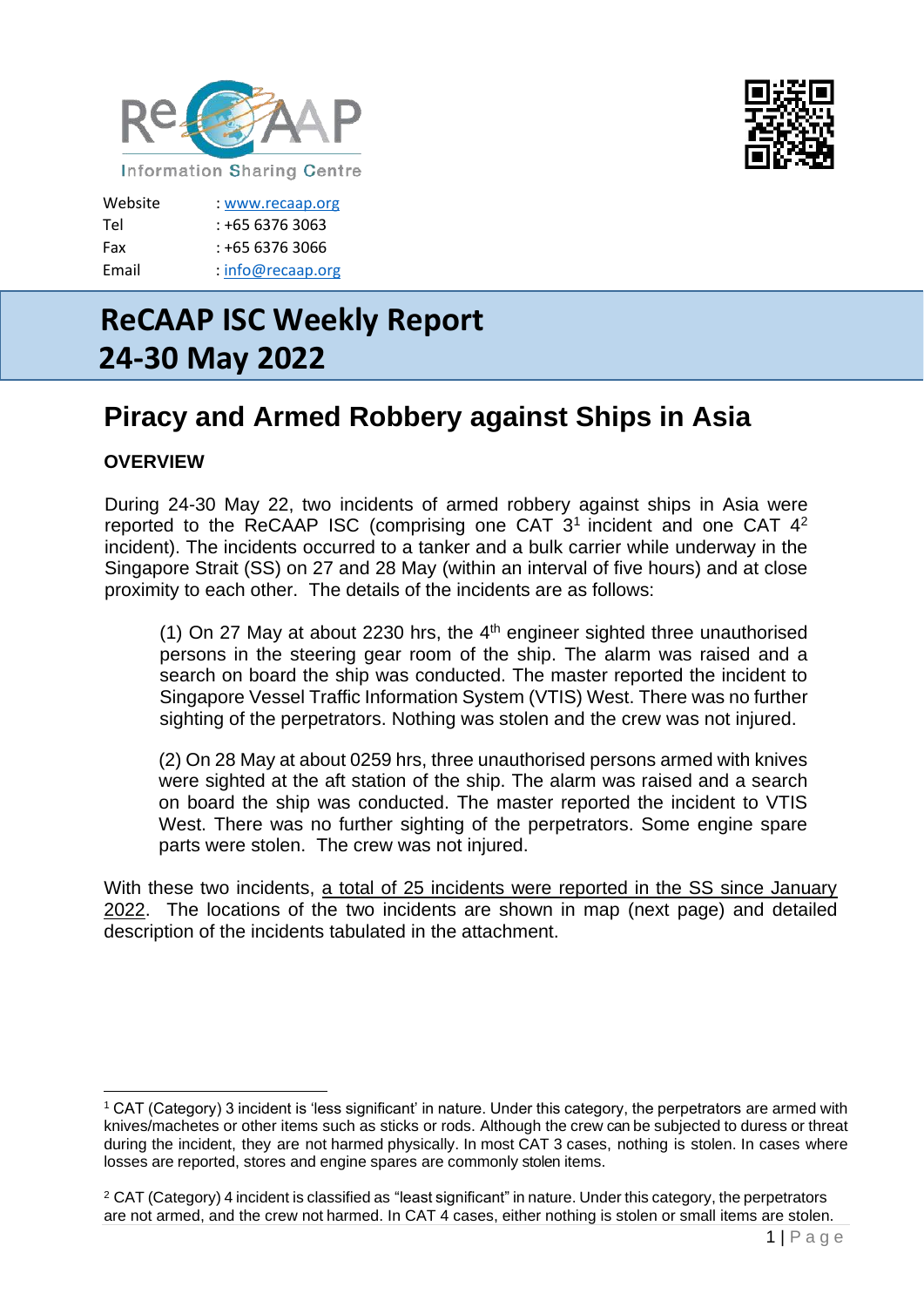ReCAAP Information Sharing Centre

Website : www.recaap.org
Tel : +65 6376 3063
Fax : +65 6376 3066
Email : info@recaap.org

# ReCAAP ISC Weekly Report 24-30 May 2022

## Piracy and Armed Robbery against Ships in Asia

### OVERVIEW

During 24-30 May 22, two incidents of armed robbery against ships in Asia were reported to the ReCAAP ISC (comprising one CAT 3[1] incident and one CAT 4[2] incident). The incidents occurred to a tanker and a bulk carrier while underway in the Singapore Strait (SS) on 27 and 28 May (within an interval of five hours) and at close proximity to each other. The details of the incidents are as follows:

> (1) On 27 May at about 2230 hrs, the 4th engineer sighted three unauthorised persons in the steering gear room of the ship. The alarm was raised and a search on board the ship was conducted. The master reported the incident to Singapore Vessel Traffic Information System (VTIS) West. There was no further sighting of the perpetrators. Nothing was stolen and the crew was not injured.
>
> (2) On 28 May at about 0259 hrs, three unauthorised persons armed with knives were sighted at the aft station of the ship. The alarm was raised and a search on board the ship was conducted. The master reported the incident to VTIS West. There was no further sighting of the perpetrators. Some engine spare parts were stolen. The crew was not injured.

With these two incidents, a total of 25 incidents were reported in the SS since January 2022. The locations of the two incidents are shown in map (next page) and detailed description of the incidents tabulated in the attachment.

---

[1] CAT (Category) 3 incident is 'less significant' in nature. Under this category, the perpetrators are armed with knives/machetes or other items such as sticks or rods. Although the crew can be subjected to duress or threat during the incident, they are not harmed physically. In most CAT 3 cases, nothing is stolen. In cases where losses are reported, stores and engine spares are commonly stolen items.

[2] CAT (Category) 4 incident is classified as "least significant" in nature. Under this category, the perpetrators are not armed, and the crew not harmed. In CAT 4 cases, either nothing is stolen or small items are stolen.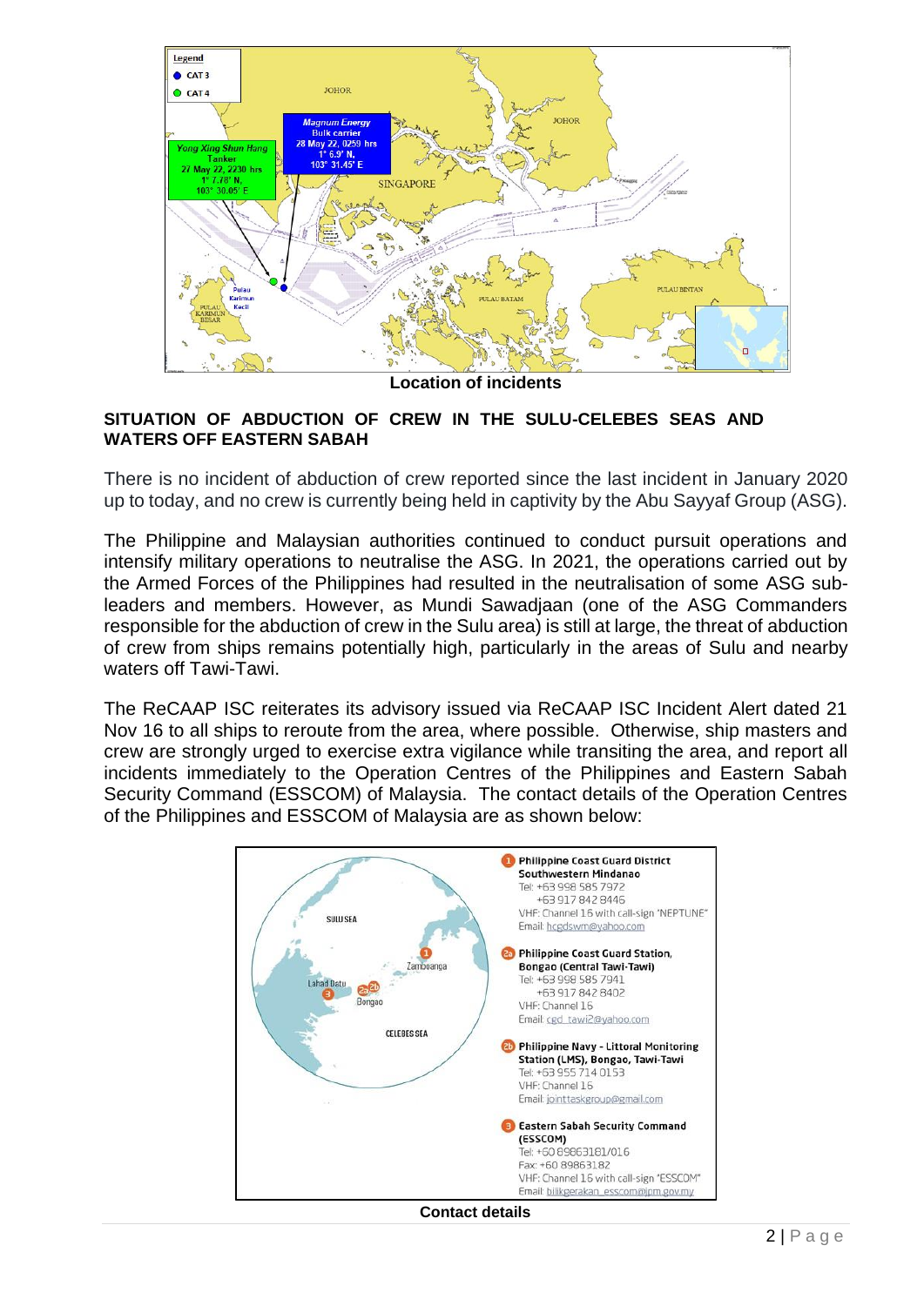Location of incidents

**SITUATION OF ABDUCTION OF CREW IN THE SULU-CELEBES SEAS AND WATERS OFF EASTERN SABAH**

There is no incident of abduction of crew reported since the last incident in January 2020 up to today, and no crew is currently being held in captivity by the Abu Sayyaf Group (ASG).

The Philippine and Malaysian authorities continued to conduct pursuit operations and intensify military operations to neutralise the ASG. In 2021, the operations carried out by the Armed Forces of the Philippines had resulted in the neutralisation of some ASG sub-leaders and members. However, as Mundi Sawadjaan (one of the ASG Commanders responsible for the abduction of crew in the Sulu area) is still at large, the threat of abduction of crew from ships remains potentially high, particularly in the areas of Sulu and nearby waters off Tawi-Tawi.

The ReCAAP ISC reiterates its advisory issued via ReCAAP ISC Incident Alert dated 21 Nov 16 to all ships to reroute from the area, where possible. Otherwise, ship masters and crew are strongly urged to exercise extra vigilance while transiting the area, and report all incidents immediately to the Operation Centres of the Philippines and Eastern Sabah Security Command (ESSCOM) of Malaysia. The contact details of the Operation Centres of the Philippines and ESSCOM of Malaysia are as shown below:

Contact details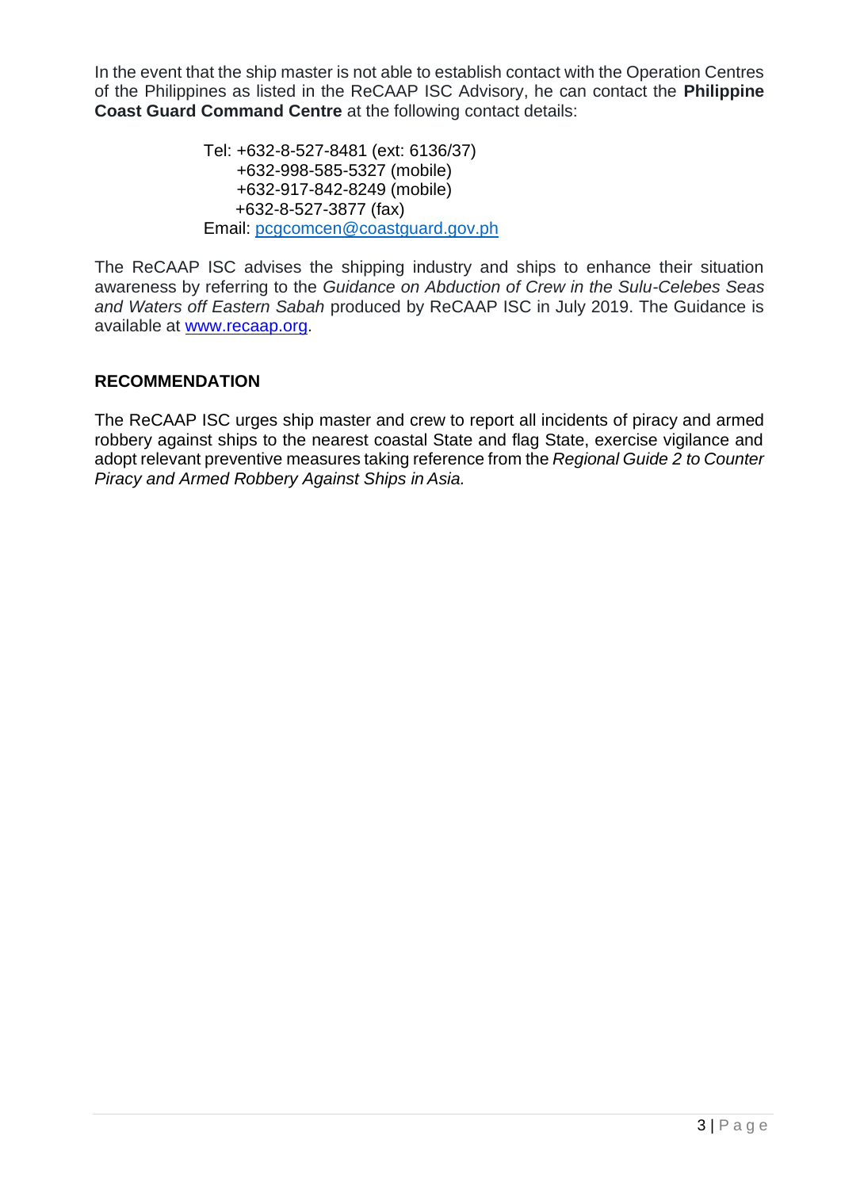In the event that the ship master is not able to establish contact with the Operation Centres of the Philippines as listed in the ReCAAP ISC Advisory, he can contact the **Philippine Coast Guard Command Centre** at the following contact details:

Tel: +632-8-527-8481 (ext: 6136/37)
+632-998-585-5327 (mobile)
+632-917-842-8249 (mobile)
+632-8-527-3877 (fax)
Email: pcgcomcen@coastguard.gov.ph

The ReCAAP ISC advises the shipping industry and ships to enhance their situation awareness by referring to the *Guidance on Abduction of Crew in the Sulu-Celebes Seas and Waters off Eastern Sabah* produced by ReCAAP ISC in July 2019. The Guidance is available at www.recaap.org.

## RECOMMENDATION

The ReCAAP ISC urges ship master and crew to report all incidents of piracy and armed robbery against ships to the nearest coastal State and flag State, exercise vigilance and adopt relevant preventive measures taking reference from the *Regional Guide 2 to Counter Piracy and Armed Robbery Against Ships in Asia.*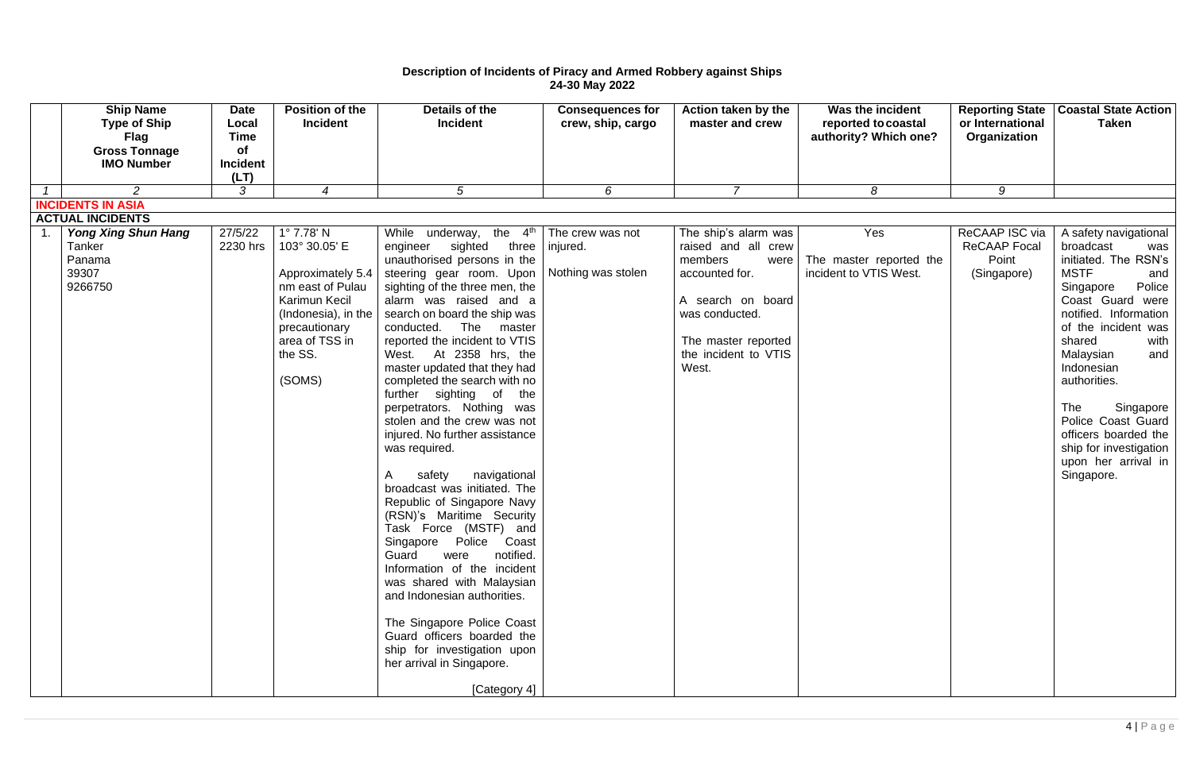# Description of Incidents of Piracy and Armed Robbery against Ships
## 24-30 May 2022

| | Ship Name<br>Type of Ship<br>Flag<br>Gross Tonnage<br>IMO Number | Date<br>Local Time<br>of Incident<br>(LT) | Position of the Incident | Details of the Incident | Consequences for crew, ship, cargo | Action taken by the master and crew | Was the incident reported to coastal authority? Which one? | Reporting State or International Organization | Coastal State Action Taken |
|---|---|---|---|---|---|---|---|---|---|
| *1* | *2* | *3* | *4* | *5* | *6* | *7* | *8* | *9* | |
| **INCIDENTS IN ASIA** | | | | | | | | | |
| **ACTUAL INCIDENTS** | | | | | | | | | |
| 1. | ***Yong Xing Shun Hang***<br>Tanker<br>Panama<br>39307<br>9266750 | 27/5/22<br>2230 hrs | 1° 7.78' N<br>103° 30.05' E<br><br>Approximately 5.4 nm east of Pulau Karimun Kecil (Indonesia), in the precautionary area of TSS in the SS.<br><br>(SOMS) | While underway, the 4th engineer sighted three unauthorised persons in the steering gear room. Upon sighting of the three men, the alarm was raised and a search on board the ship was conducted. The master reported the incident to VTIS West. At 2358 hrs, the master updated that they had completed the search with no further sighting of the perpetrators. Nothing was stolen and the crew was not injured. No further assistance was required.<br><br>A safety navigational broadcast was initiated. The Republic of Singapore Navy (RSN)'s Maritime Security Task Force (MSTF) and Singapore Police Coast Guard were notified. Information of the incident was shared with Malaysian and Indonesian authorities.<br><br>The Singapore Police Coast Guard officers boarded the ship for investigation upon her arrival in Singapore.<br><br>[Category 4] | The crew was not injured.<br><br>Nothing was stolen | The ship's alarm was raised and all crew members were accounted for.<br><br>A search on board was conducted.<br><br>The master reported the incident to VTIS West. | Yes<br><br>The master reported the incident to VTIS West. | ReCAAP ISC via ReCAAP Focal Point (Singapore) | A safety navigational broadcast was initiated. The RSN's MSTF and Singapore Police Coast Guard were notified. Information of the incident was shared with Malaysian and Indonesian authorities.<br><br>The Singapore Police Coast Guard officers boarded the ship for investigation upon her arrival in Singapore. |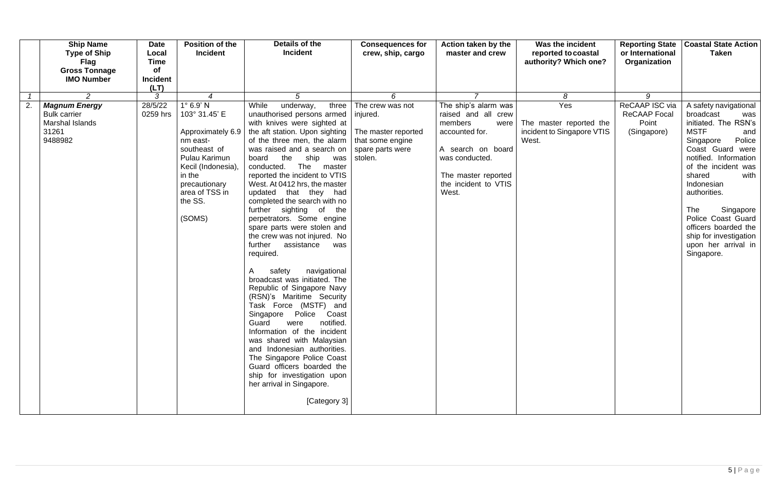| | Ship Name<br>Type of Ship<br>Flag<br>Gross Tonnage<br>IMO Number | Date<br>Local<br>Time<br>of<br>Incident<br>(LT) | Position of the Incident | Details of the Incident | Consequences for crew, ship, cargo | Action taken by the master and crew | Was the incident reported to coastal authority? Which one? | Reporting State or International Organization | Coastal State Action Taken |
|---|---|---|---|---|---|---|---|---|---|
| *1* | *2* | *3* | *4* | *5* | *6* | *7* | *8* | *9* | |
| 2. | ***Magnum Energy***<br>Bulk carrier<br>Marshal Islands<br>31261<br>9488982 | 28/5/22<br>0259 hrs | 1° 6.9' N<br>103° 31.45' E<br><br>Approximately 6.9 nm east-southeast of Pulau Karimun Kecil (Indonesia), in the precautionary area of TSS in the SS.<br><br>(SOMS) | While underway, three unauthorised persons armed with knives were sighted at the aft station. Upon sighting of the three men, the alarm was raised and a search on board the ship was conducted. The master reported the incident to VTIS West. At 0412 hrs, the master updated that they had completed the search with no further sighting of the perpetrators. Some engine spare parts were stolen and the crew was not injured. No further assistance was required.<br><br>A safety navigational broadcast was initiated. The Republic of Singapore Navy (RSN)'s Maritime Security Task Force (MSTF) and Singapore Police Coast Guard were notified. Information of the incident was shared with Malaysian and Indonesian authorities. The Singapore Police Coast Guard officers boarded the ship for investigation upon her arrival in Singapore.<br><br>[Category 3] | The crew was not injured.<br><br>The master reported that some engine spare parts were stolen. | The ship's alarm was raised and all crew members were accounted for.<br><br>A search on board was conducted.<br><br>The master reported the incident to VTIS West. | Yes<br><br>The master reported the incident to Singapore VTIS West. | ReCAAP ISC via ReCAAP Focal Point (Singapore) | A safety navigational broadcast was initiated. The RSN's MSTF and Singapore Police Coast Guard were notified. Information of the incident was shared with Indonesian authorities.<br><br>The Singapore Police Coast Guard officers boarded the ship for investigation upon her arrival in Singapore. |